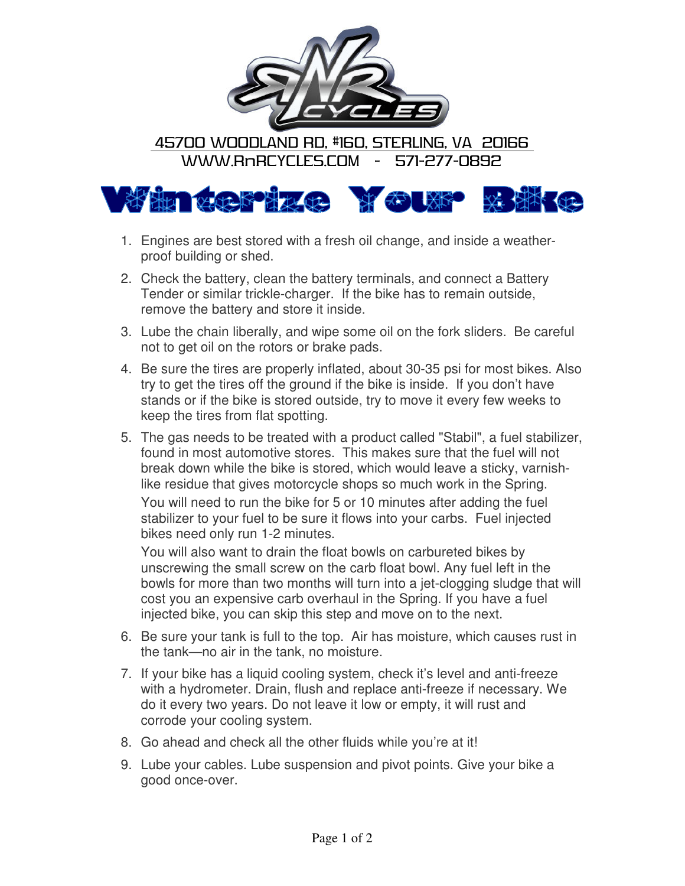RnR CYCLES

45700 WOODLAND RD, #160, STERLING, VA  20166

WWW.RnRCYCLES.COM  -  571-277-0892

# Winterize Your Bike

1. Engines are best stored with a fresh oil change, and inside a weather-proof building or shed.
2. Check the battery, clean the battery terminals, and connect a Battery Tender or similar trickle-charger.  If the bike has to remain outside, remove the battery and store it inside.
3. Lube the chain liberally, and wipe some oil on the fork sliders.  Be careful not to get oil on the rotors or brake pads.
4. Be sure the tires are properly inflated, about 30-35 psi for most bikes. Also try to get the tires off the ground if the bike is inside.  If you don't have stands or if the bike is stored outside, try to move it every few weeks to keep the tires from flat spotting.
5. The gas needs to be treated with a product called "Stabil", a fuel stabilizer, found in most automotive stores.  This makes sure that the fuel will not break down while the bike is stored, which would leave a sticky, varnish-like residue that gives motorcycle shops so much work in the Spring.

   You will need to run the bike for 5 or 10 minutes after adding the fuel stabilizer to your fuel to be sure it flows into your carbs.  Fuel injected bikes need only run 1-2 minutes.

   You will also want to drain the float bowls on carbureted bikes by unscrewing the small screw on the carb float bowl. Any fuel left in the bowls for more than two months will turn into a jet-clogging sludge that will cost you an expensive carb overhaul in the Spring. If you have a fuel injected bike, you can skip this step and move on to the next.
6. Be sure your tank is full to the top.  Air has moisture, which causes rust in the tank—no air in the tank, no moisture.
7. If your bike has a liquid cooling system, check it's level and anti-freeze with a hydrometer. Drain, flush and replace anti-freeze if necessary. We do it every two years. Do not leave it low or empty, it will rust and corrode your cooling system.
8. Go ahead and check all the other fluids while you're at it!
9. Lube your cables. Lube suspension and pivot points. Give your bike a good once-over.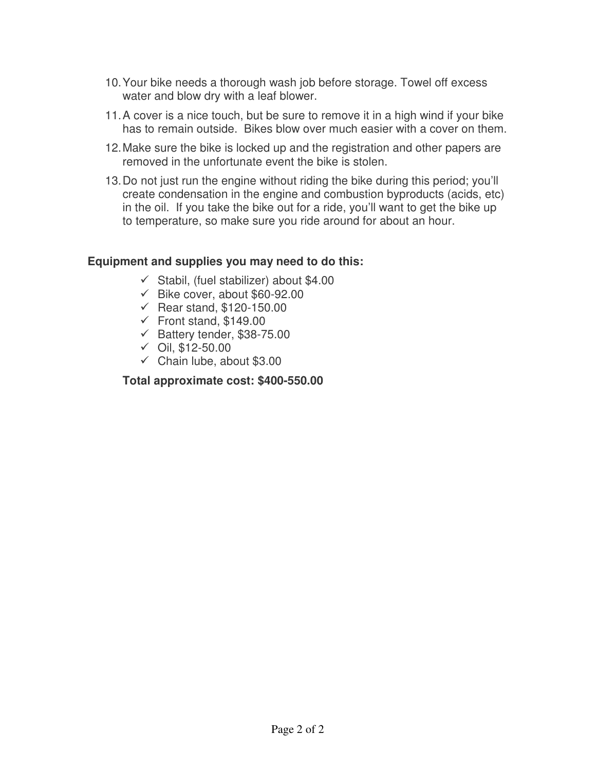10. Your bike needs a thorough wash job before storage. Towel off excess water and blow dry with a leaf blower.

11. A cover is a nice touch, but be sure to remove it in a high wind if your bike has to remain outside. Bikes blow over much easier with a cover on them.

12. Make sure the bike is locked up and the registration and other papers are removed in the unfortunate event the bike is stolen.

13. Do not just run the engine without riding the bike during this period; you'll create condensation in the engine and combustion byproducts (acids, etc) in the oil. If you take the bike out for a ride, you'll want to get the bike up to temperature, so make sure you ride around for about an hour.

**Equipment and supplies you may need to do this:**

- ✓ Stabil, (fuel stabilizer) about $4.00
- ✓ Bike cover, about $60-92.00
- ✓ Rear stand, $120-150.00
- ✓ Front stand, $149.00
- ✓ Battery tender, $38-75.00
- ✓ Oil, $12-50.00
- ✓ Chain lube, about $3.00

**Total approximate cost: $400-550.00**